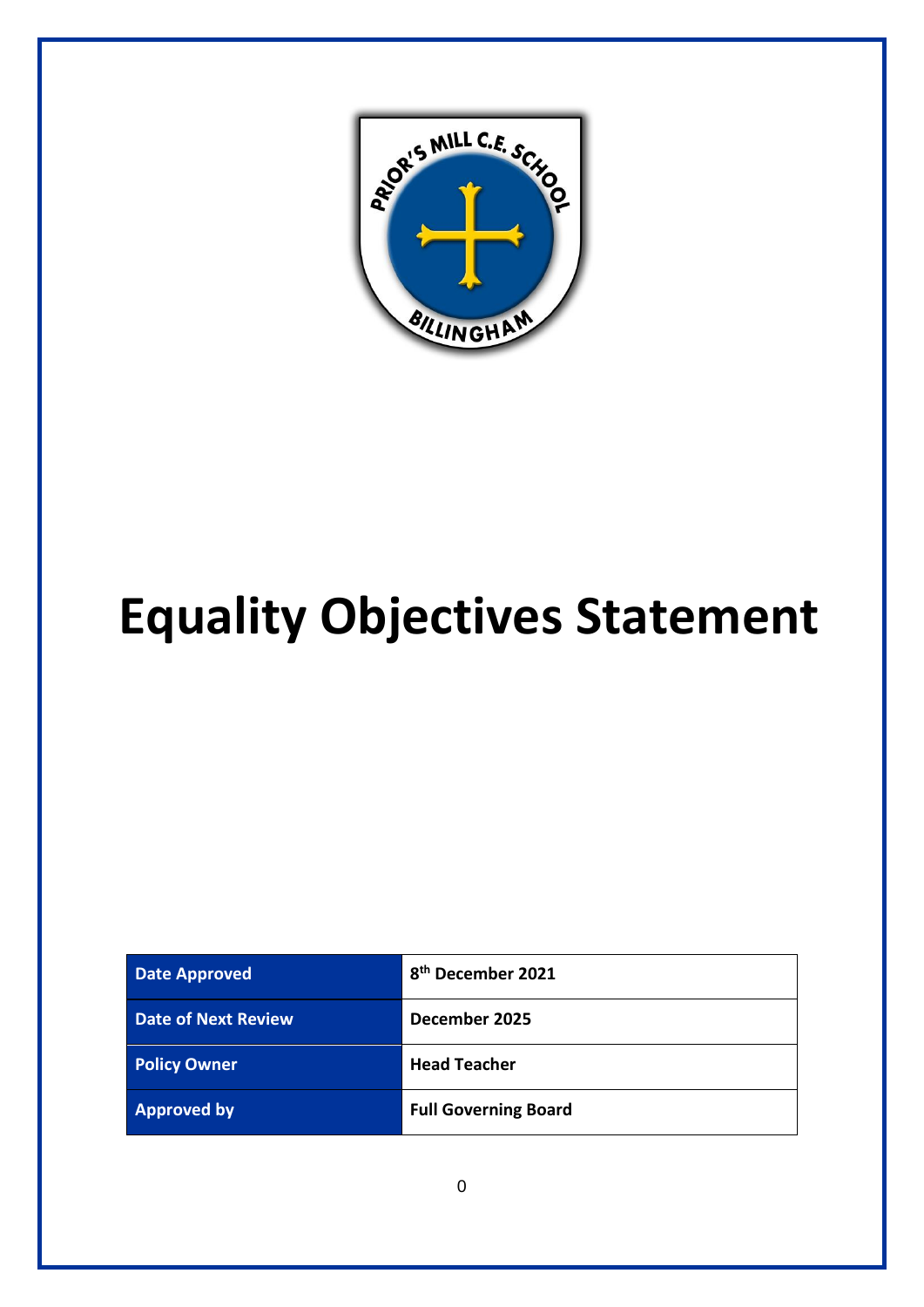# Equality Objectives Statement

| Date Approved | 8th December 2021 |
|---|---|
| Date of Next Review | December 2025 |
| Policy Owner | Head Teacher |
| Approved by | Full Governing Board |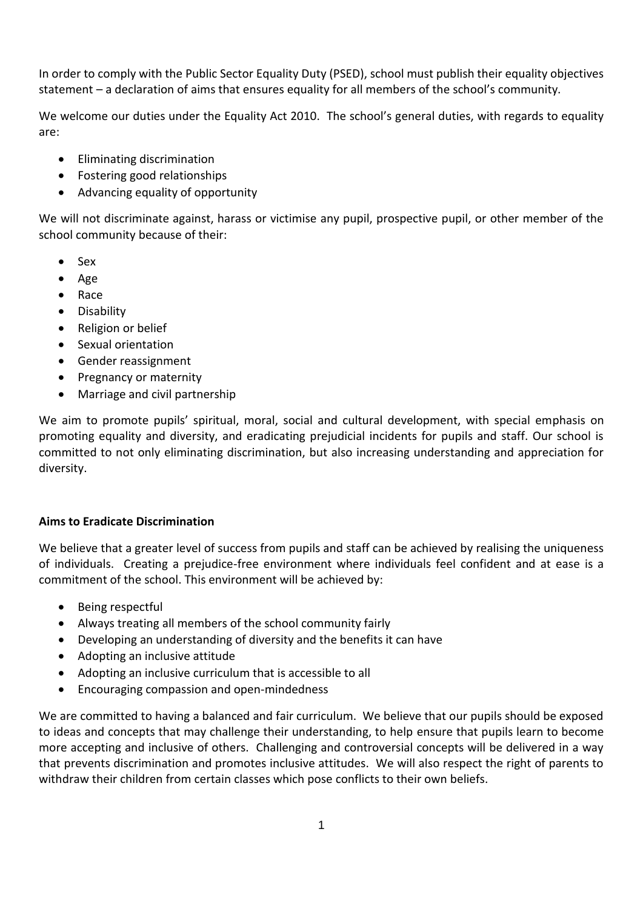In order to comply with the Public Sector Equality Duty (PSED), school must publish their equality objectives statement – a declaration of aims that ensures equality for all members of the school's community.

We welcome our duties under the Equality Act 2010. The school's general duties, with regards to equality are:

- Eliminating discrimination
- Fostering good relationships
- Advancing equality of opportunity

We will not discriminate against, harass or victimise any pupil, prospective pupil, or other member of the school community because of their:

- Sex
- Age
- Race
- Disability
- Religion or belief
- Sexual orientation
- Gender reassignment
- Pregnancy or maternity
- Marriage and civil partnership

We aim to promote pupils' spiritual, moral, social and cultural development, with special emphasis on promoting equality and diversity, and eradicating prejudicial incidents for pupils and staff. Our school is committed to not only eliminating discrimination, but also increasing understanding and appreciation for diversity.

**Aims to Eradicate Discrimination**

We believe that a greater level of success from pupils and staff can be achieved by realising the uniqueness of individuals. Creating a prejudice-free environment where individuals feel confident and at ease is a commitment of the school. This environment will be achieved by:

- Being respectful
- Always treating all members of the school community fairly
- Developing an understanding of diversity and the benefits it can have
- Adopting an inclusive attitude
- Adopting an inclusive curriculum that is accessible to all
- Encouraging compassion and open-mindedness

We are committed to having a balanced and fair curriculum. We believe that our pupils should be exposed to ideas and concepts that may challenge their understanding, to help ensure that pupils learn to become more accepting and inclusive of others. Challenging and controversial concepts will be delivered in a way that prevents discrimination and promotes inclusive attitudes. We will also respect the right of parents to withdraw their children from certain classes which pose conflicts to their own beliefs.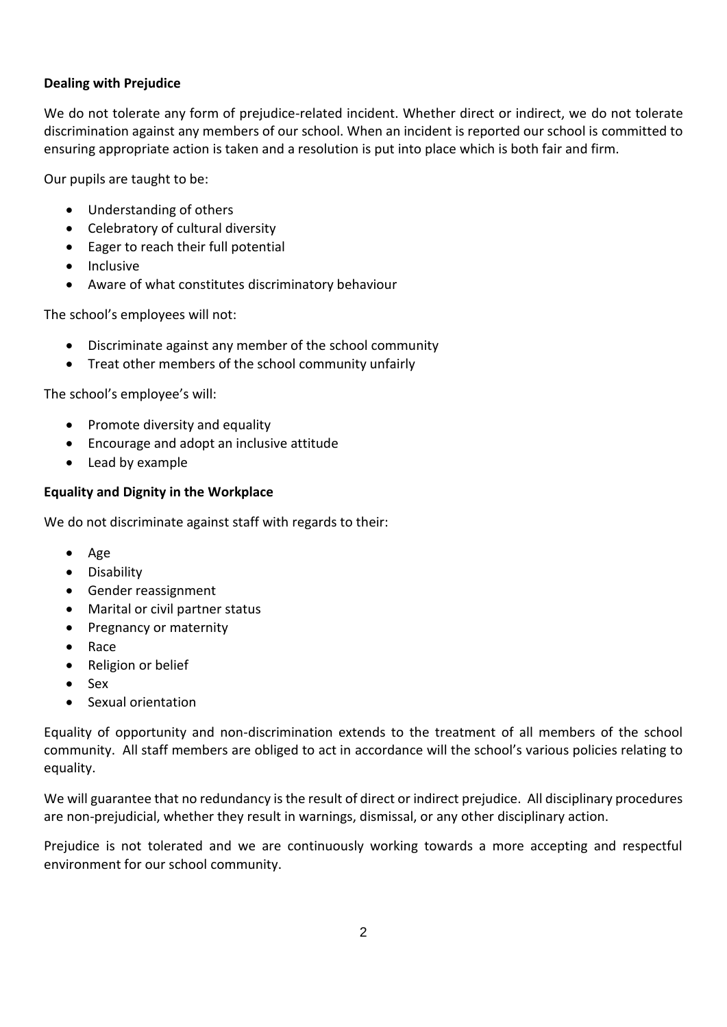**Dealing with Prejudice**

We do not tolerate any form of prejudice-related incident. Whether direct or indirect, we do not tolerate discrimination against any members of our school. When an incident is reported our school is committed to ensuring appropriate action is taken and a resolution is put into place which is both fair and firm.

Our pupils are taught to be:

- Understanding of others
- Celebratory of cultural diversity
- Eager to reach their full potential
- Inclusive
- Aware of what constitutes discriminatory behaviour

The school's employees will not:

- Discriminate against any member of the school community
- Treat other members of the school community unfairly

The school's employee's will:

- Promote diversity and equality
- Encourage and adopt an inclusive attitude
- Lead by example

**Equality and Dignity in the Workplace**

We do not discriminate against staff with regards to their:

- Age
- Disability
- Gender reassignment
- Marital or civil partner status
- Pregnancy or maternity
- Race
- Religion or belief
- Sex
- Sexual orientation

Equality of opportunity and non-discrimination extends to the treatment of all members of the school community. All staff members are obliged to act in accordance will the school's various policies relating to equality.

We will guarantee that no redundancy is the result of direct or indirect prejudice. All disciplinary procedures are non-prejudicial, whether they result in warnings, dismissal, or any other disciplinary action.

Prejudice is not tolerated and we are continuously working towards a more accepting and respectful environment for our school community.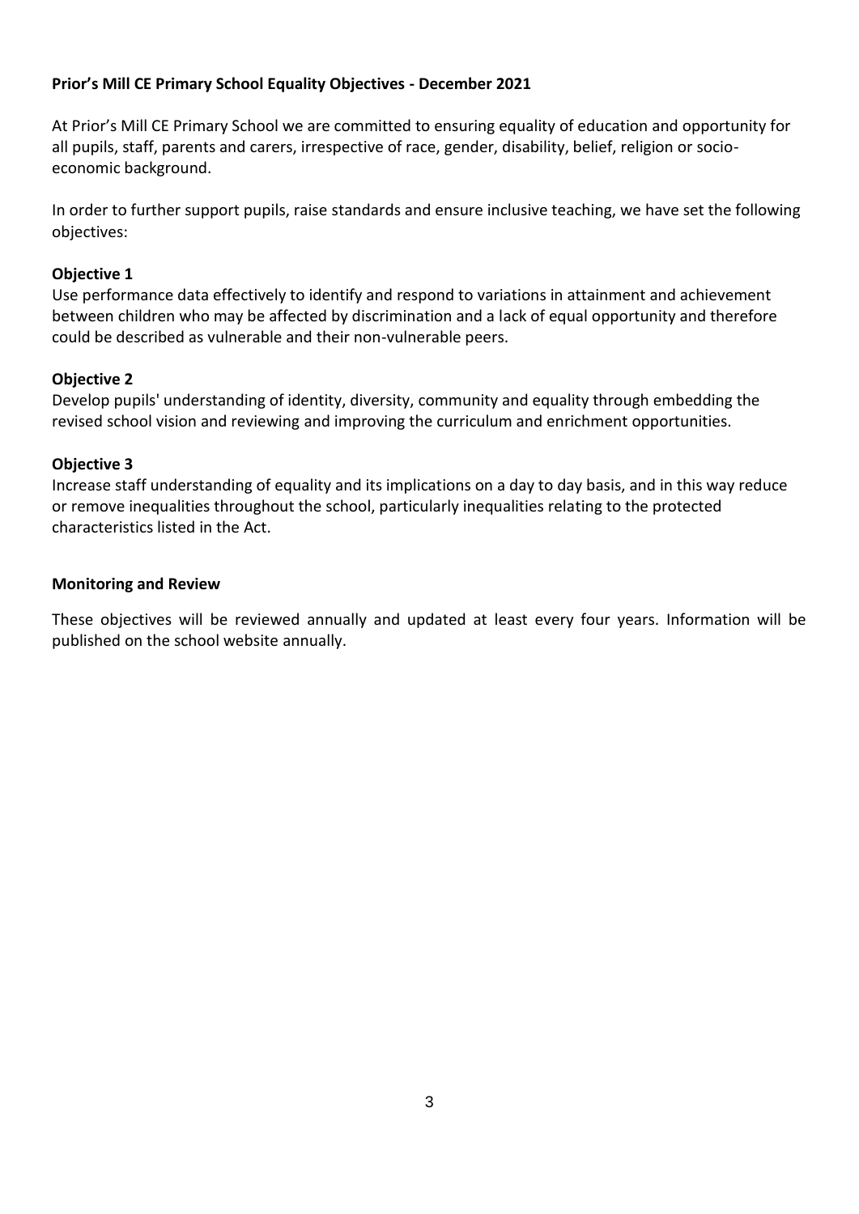**Prior's Mill CE Primary School Equality Objectives - December 2021**

At Prior's Mill CE Primary School we are committed to ensuring equality of education and opportunity for all pupils, staff, parents and carers, irrespective of race, gender, disability, belief, religion or socio-economic background.

In order to further support pupils, raise standards and ensure inclusive teaching, we have set the following objectives:

**Objective 1**

Use performance data effectively to identify and respond to variations in attainment and achievement between children who may be affected by discrimination and a lack of equal opportunity and therefore could be described as vulnerable and their non-vulnerable peers.

**Objective 2**

Develop pupils' understanding of identity, diversity, community and equality through embedding the revised school vision and reviewing and improving the curriculum and enrichment opportunities.

**Objective 3**

Increase staff understanding of equality and its implications on a day to day basis, and in this way reduce or remove inequalities throughout the school, particularly inequalities relating to the protected characteristics listed in the Act.

**Monitoring and Review**

These objectives will be reviewed annually and updated at least every four years. Information will be published on the school website annually.